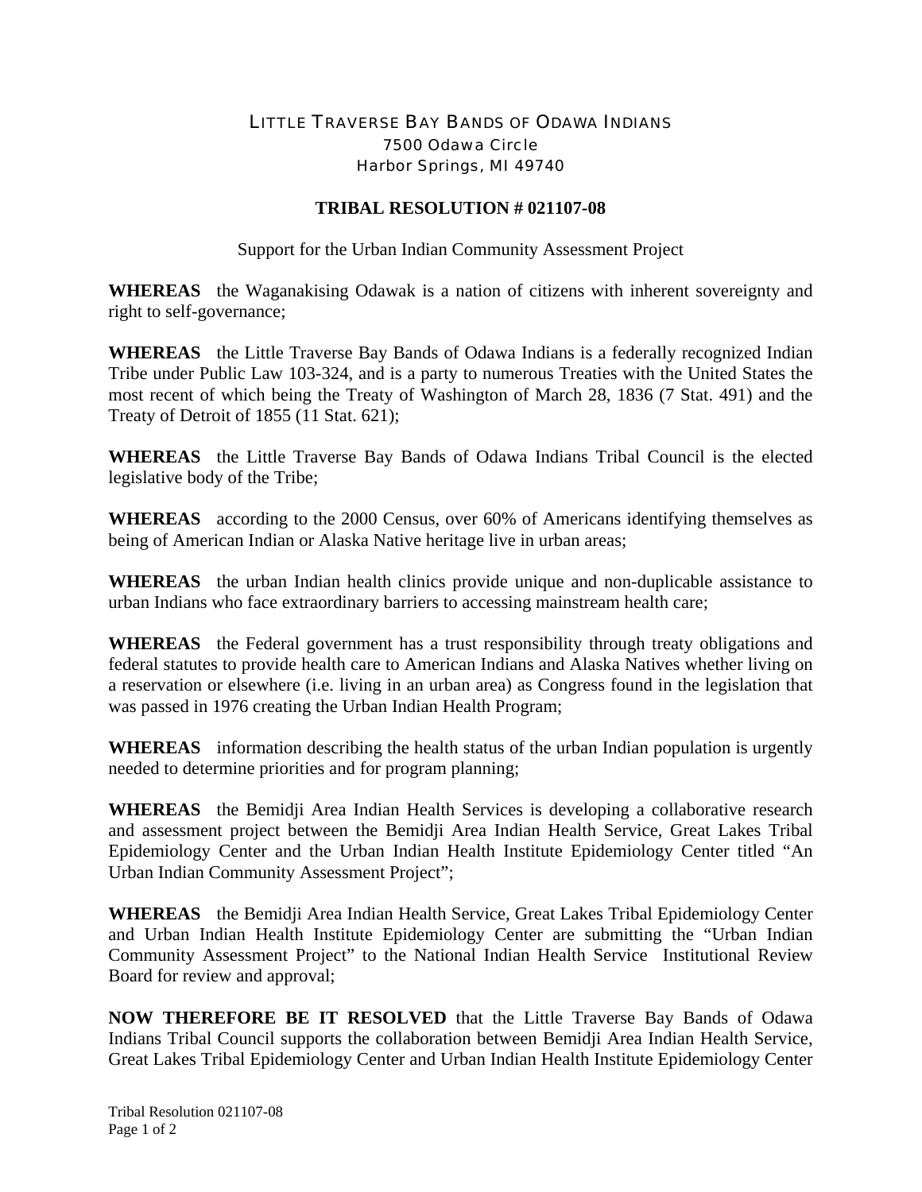LITTLE TRAVERSE BAY BANDS OF ODAWA INDIANS
7500 Odawa Circle
Harbor Springs, MI 49740

**TRIBAL RESOLUTION # 021107-08**

Support for the Urban Indian Community Assessment Project

**WHEREAS** the Waganakising Odawak is a nation of citizens with inherent sovereignty and right to self-governance;

**WHEREAS** the Little Traverse Bay Bands of Odawa Indians is a federally recognized Indian Tribe under Public Law 103-324, and is a party to numerous Treaties with the United States the most recent of which being the Treaty of Washington of March 28, 1836 (7 Stat. 491) and the Treaty of Detroit of 1855 (11 Stat. 621);

**WHEREAS** the Little Traverse Bay Bands of Odawa Indians Tribal Council is the elected legislative body of the Tribe;

**WHEREAS** according to the 2000 Census, over 60% of Americans identifying themselves as being of American Indian or Alaska Native heritage live in urban areas;

**WHEREAS** the urban Indian health clinics provide unique and non-duplicable assistance to urban Indians who face extraordinary barriers to accessing mainstream health care;

**WHEREAS** the Federal government has a trust responsibility through treaty obligations and federal statutes to provide health care to American Indians and Alaska Natives whether living on a reservation or elsewhere (i.e. living in an urban area) as Congress found in the legislation that was passed in 1976 creating the Urban Indian Health Program;

**WHEREAS** information describing the health status of the urban Indian population is urgently needed to determine priorities and for program planning;

**WHEREAS** the Bemidji Area Indian Health Services is developing a collaborative research and assessment project between the Bemidji Area Indian Health Service, Great Lakes Tribal Epidemiology Center and the Urban Indian Health Institute Epidemiology Center titled "An Urban Indian Community Assessment Project";

**WHEREAS** the Bemidji Area Indian Health Service, Great Lakes Tribal Epidemiology Center and Urban Indian Health Institute Epidemiology Center are submitting the "Urban Indian Community Assessment Project" to the National Indian Health Service Institutional Review Board for review and approval;

**NOW THEREFORE BE IT RESOLVED** that the Little Traverse Bay Bands of Odawa Indians Tribal Council supports the collaboration between Bemidji Area Indian Health Service, Great Lakes Tribal Epidemiology Center and Urban Indian Health Institute Epidemiology Center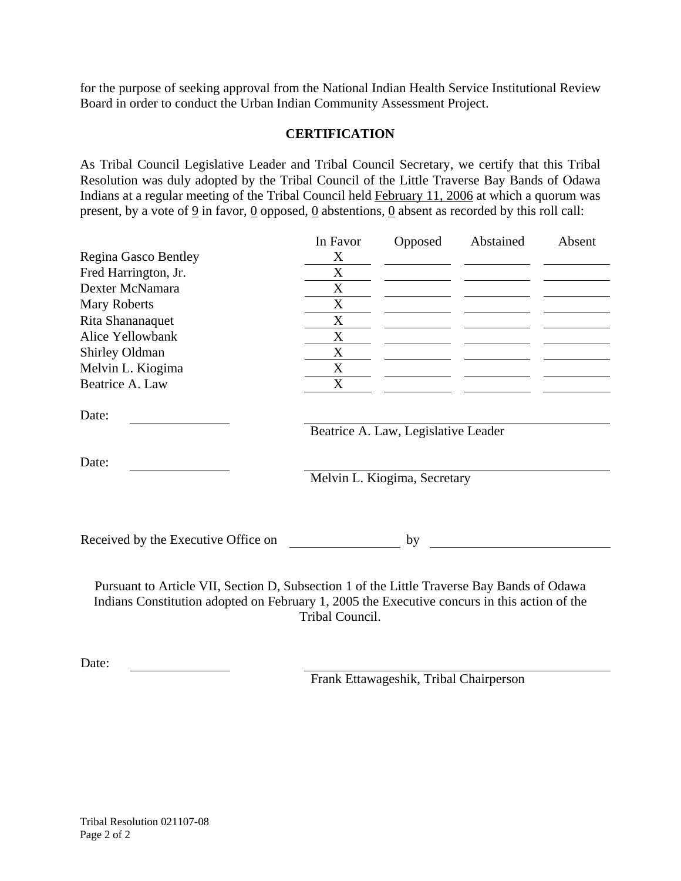for the purpose of seeking approval from the National Indian Health Service Institutional Review Board in order to conduct the Urban Indian Community Assessment Project.

## CERTIFICATION

As Tribal Council Legislative Leader and Tribal Council Secretary, we certify that this Tribal Resolution was duly adopted by the Tribal Council of the Little Traverse Bay Bands of Odawa Indians at a regular meeting of the Tribal Council held February 11, 2006 at which a quorum was present, by a vote of 9 in favor, 0 opposed, 0 abstentions, 0 absent as recorded by this roll call:

| | In Favor | Opposed | Abstained | Absent |
|---|---|---|---|---|
| Regina Gasco Bentley | X | | | |
| Fred Harrington, Jr. | X | | | |
| Dexter McNamara | X | | | |
| Mary Roberts | X | | | |
| Rita Shananaquet | X | | | |
| Alice Yellowbank | X | | | |
| Shirley Oldman | X | | | |
| Melvin L. Kiogima | X | | | |
| Beatrice A. Law | X | | | |

Date: ______________

______________________________
Beatrice A. Law, Legislative Leader

Date: ______________

______________________________
Melvin L. Kiogima, Secretary

Received by the Executive Office on ______________ by ______________________

Pursuant to Article VII, Section D, Subsection 1 of the Little Traverse Bay Bands of Odawa Indians Constitution adopted on February 1, 2005 the Executive concurs in this action of the Tribal Council.

Date: ______________

______________________________
Frank Ettawageshik, Tribal Chairperson

Tribal Resolution 021107-08